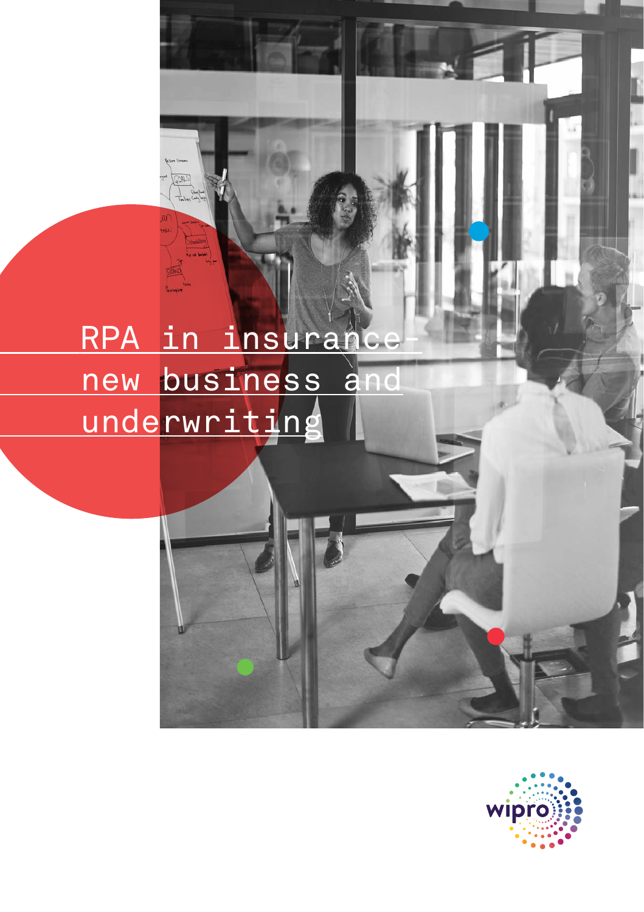# RPA in insurance- new business and underwriting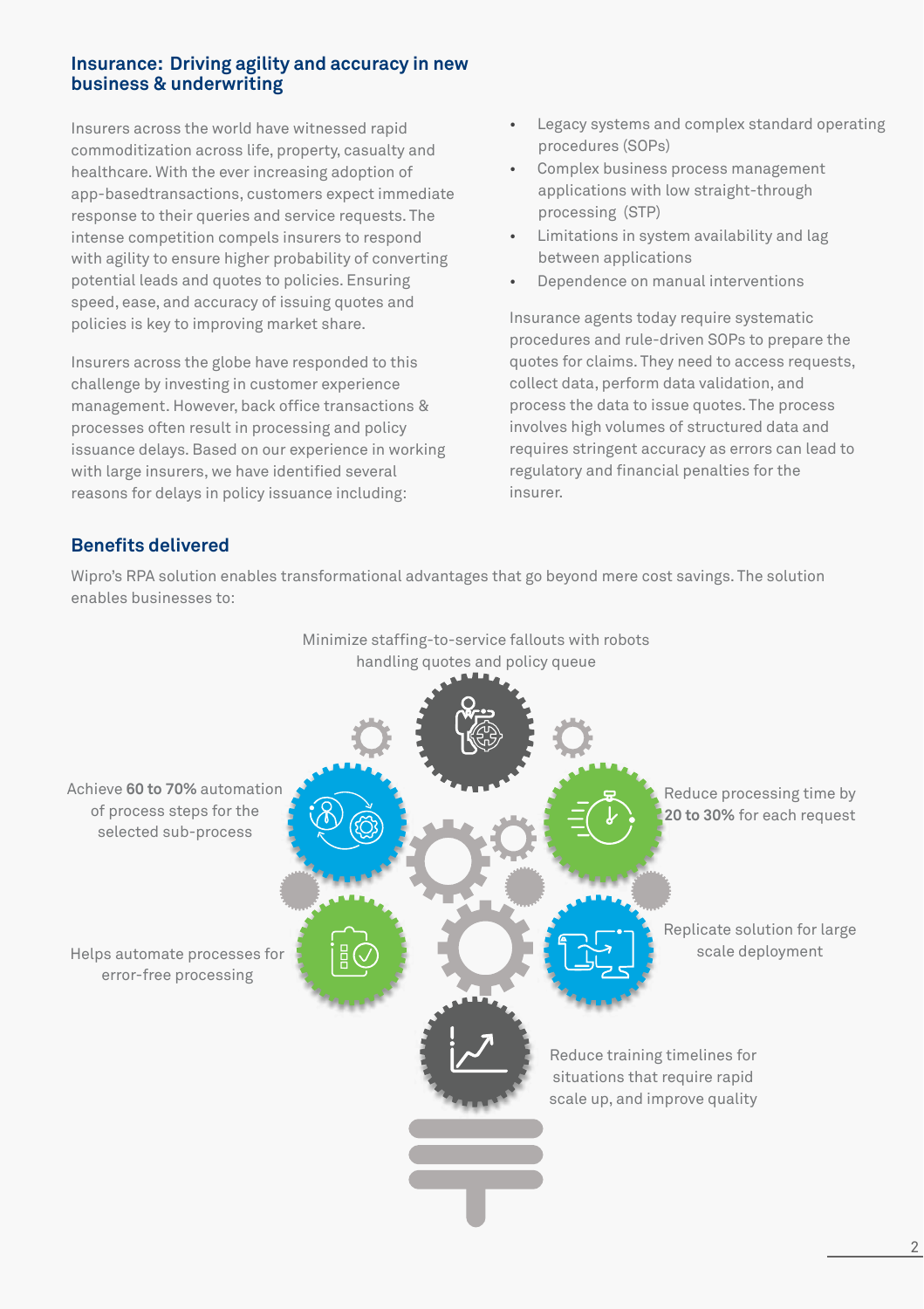## Insurance: Driving agility and accuracy in new business & underwriting

Insurers across the world have witnessed rapid commoditization across life, property, casualty and healthcare. With the ever increasing adoption of app-basedtransactions, customers expect immediate response to their queries and service requests. The intense competition compels insurers to respond with agility to ensure higher probability of converting potential leads and quotes to policies. Ensuring speed, ease, and accuracy of issuing quotes and policies is key to improving market share.

Insurers across the globe have responded to this challenge by investing in customer experience management. However, back office transactions & processes often result in processing and policy issuance delays. Based on our experience in working with large insurers, we have identified several reasons for delays in policy issuance including:

- Legacy systems and complex standard operating procedures (SOPs)
- Complex business process management applications with low straight-through processing (STP)
- Limitations in system availability and lag between applications
- Dependence on manual interventions

Insurance agents today require systematic procedures and rule-driven SOPs to prepare the quotes for claims. They need to access requests, collect data, perform data validation, and process the data to issue quotes. The process involves high volumes of structured data and requires stringent accuracy as errors can lead to regulatory and financial penalties for the insurer.

## Benefits delivered

Wipro's RPA solution enables transformational advantages that go beyond mere cost savings. The solution enables businesses to:

- Minimize staffing-to-service fallouts with robots handling quotes and policy queue
- Achieve **60 to 70%** automation of process steps for the selected sub-process
- Reduce processing time by **20 to 30%** for each request
- Helps automate processes for error-free processing
- Replicate solution for large scale deployment
- Reduce training timelines for situations that require rapid scale up, and improve quality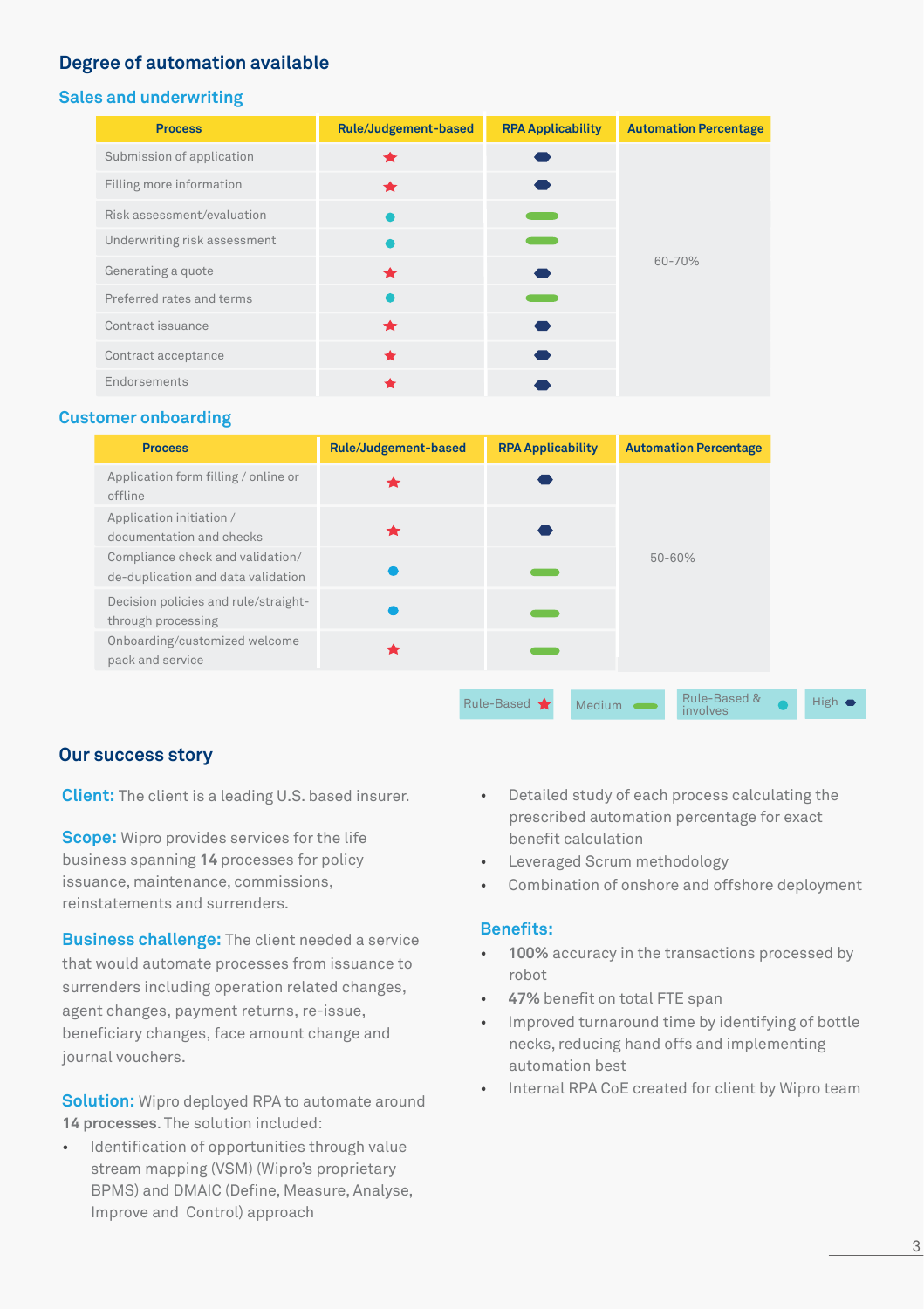## Degree of automation available

### Sales and underwriting

| Process | Rule/Judgement-based | RPA Applicability | Automation Percentage |
|---|---|---|---|
| Submission of application | Rule-Based | High | 60-70% |
| Filling more information | Rule-Based | High | |
| Risk assessment/evaluation | Rule-Based & involves | Medium | |
| Underwriting risk assessment | Rule-Based & involves | Medium | |
| Generating a quote | Rule-Based | High | |
| Preferred rates and terms | Rule-Based & involves | Medium | |
| Contract issuance | Rule-Based | High | |
| Contract acceptance | Rule-Based | High | |
| Endorsements | Rule-Based | High | |

### Customer onboarding

| Process | Rule/Judgement-based | RPA Applicability | Automation Percentage |
|---|---|---|---|
| Application form filling / online or offline | Rule-Based | High | 50-60% |
| Application initiation / documentation and checks | Rule-Based | High | |
| Compliance check and validation/ de-duplication and data validation | Rule-Based & involves | Medium | |
| Decision policies and rule/straight-through processing | Rule-Based & involves | Medium | |
| Onboarding/customized welcome pack and service | Rule-Based | Medium | |

Legend: Rule-Based ★ | Medium ▬ | Rule-Based & involves ● | High ⬢

## Our success story

**Client:** The client is a leading U.S. based insurer.

**Scope:** Wipro provides services for the life business spanning **14** processes for policy issuance, maintenance, commissions, reinstatements and surrenders.

**Business challenge:** The client needed a service that would automate processes from issuance to surrenders including operation related changes, agent changes, payment returns, re-issue, beneficiary changes, face amount change and journal vouchers.

**Solution:** Wipro deployed RPA to automate around **14 processes**. The solution included:

- Identification of opportunities through value stream mapping (VSM) (Wipro's proprietary BPMS) and DMAIC (Define, Measure, Analyse, Improve and Control) approach
- Detailed study of each process calculating the prescribed automation percentage for exact benefit calculation
- Leveraged Scrum methodology
- Combination of onshore and offshore deployment

**Benefits:**

- **100%** accuracy in the transactions processed by robot
- **47%** benefit on total FTE span
- Improved turnaround time by identifying of bottle necks, reducing hand offs and implementing automation best
- Internal RPA CoE created for client by Wipro team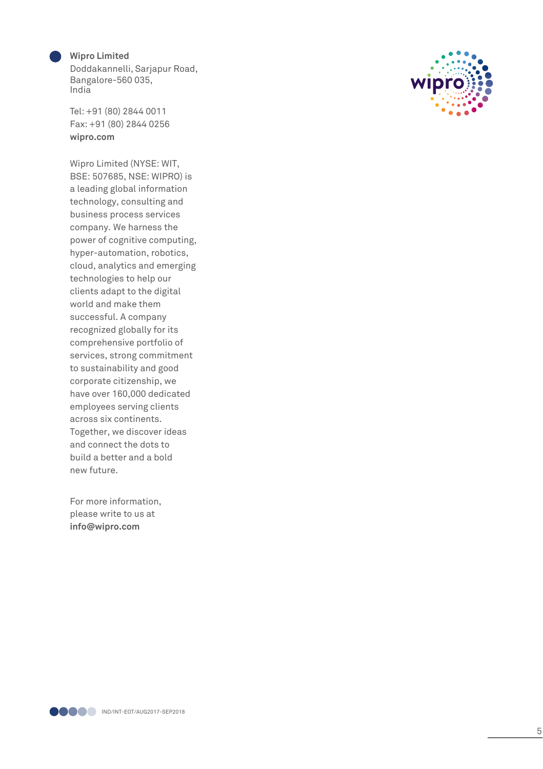**Wipro Limited**
Doddakannelli, Sarjapur Road,
Bangalore-560 035,
India

Tel: +91 (80) 2844 0011
Fax: +91 (80) 2844 0256
**wipro.com**

Wipro Limited (NYSE: WIT, BSE: 507685, NSE: WIPRO) is a leading global information technology, consulting and business process services company. We harness the power of cognitive computing, hyper-automation, robotics, cloud, analytics and emerging technologies to help our clients adapt to the digital world and make them successful. A company recognized globally for its comprehensive portfolio of services, strong commitment to sustainability and good corporate citizenship, we have over 160,000 dedicated employees serving clients across six continents. Together, we discover ideas and connect the dots to build a better and a bold new future.

For more information, please write to us at **info@wipro.com**

IND/INT-EOT/AUG2017-SEP2018